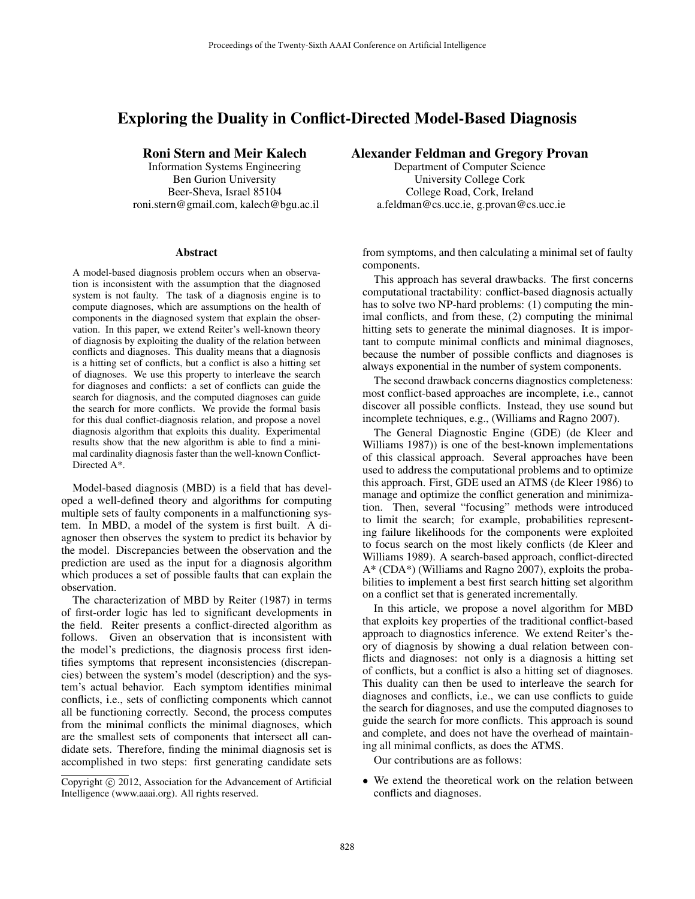# Exploring the Duality in Conflict-Directed Model-Based Diagnosis

**Roni Stern and Meir Kalech**
Information Systems Engineering
Ben Gurion University
Beer-Sheva, Israel 85104
roni.stern@gmail.com, kalech@bgu.ac.il

**Alexander Feldman and Gregory Provan**
Department of Computer Science
University College Cork
College Road, Cork, Ireland
a.feldman@cs.ucc.ie, g.provan@cs.ucc.ie

## Abstract

A model-based diagnosis problem occurs when an observation is inconsistent with the assumption that the diagnosed system is not faulty. The task of a diagnosis engine is to compute diagnoses, which are assumptions on the health of components in the diagnosed system that explain the observation. In this paper, we extend Reiter's well-known theory of diagnosis by exploiting the duality of the relation between conflicts and diagnoses. This duality means that a diagnosis is a hitting set of conflicts, but a conflict is also a hitting set of diagnoses. We use this property to interleave the search for diagnoses and conflicts: a set of conflicts can guide the search for diagnosis, and the computed diagnoses can guide the search for more conflicts. We provide the formal basis for this dual conflict-diagnosis relation, and propose a novel diagnosis algorithm that exploits this duality. Experimental results show that the new algorithm is able to find a minimal cardinality diagnosis faster than the well-known Conflict-Directed A*.

Model-based diagnosis (MBD) is a field that has developed a well-defined theory and algorithms for computing multiple sets of faulty components in a malfunctioning system. In MBD, a model of the system is first built. A diagnoser then observes the system to predict its behavior by the model. Discrepancies between the observation and the prediction are used as the input for a diagnosis algorithm which produces a set of possible faults that can explain the observation.

The characterization of MBD by Reiter (1987) in terms of first-order logic has led to significant developments in the field. Reiter presents a conflict-directed algorithm as follows. Given an observation that is inconsistent with the model's predictions, the diagnosis process first identifies symptoms that represent inconsistencies (discrepancies) between the system's model (description) and the system's actual behavior. Each symptom identifies minimal conflicts, i.e., sets of conflicting components which cannot all be functioning correctly. Second, the process computes from the minimal conflicts the minimal diagnoses, which are the smallest sets of components that intersect all candidate sets. Therefore, finding the minimal diagnosis set is accomplished in two steps: first generating candidate sets from symptoms, and then calculating a minimal set of faulty components.

This approach has several drawbacks. The first concerns computational tractability: conflict-based diagnosis actually has to solve two NP-hard problems: (1) computing the minimal conflicts, and from these, (2) computing the minimal hitting sets to generate the minimal diagnoses. It is important to compute minimal conflicts and minimal diagnoses, because the number of possible conflicts and diagnoses is always exponential in the number of system components.

The second drawback concerns diagnostics completeness: most conflict-based approaches are incomplete, i.e., cannot discover all possible conflicts. Instead, they use sound but incomplete techniques, e.g., (Williams and Ragno 2007).

The General Diagnostic Engine (GDE) (de Kleer and Williams 1987)) is one of the best-known implementations of this classical approach. Several approaches have been used to address the computational problems and to optimize this approach. First, GDE used an ATMS (de Kleer 1986) to manage and optimize the conflict generation and minimization. Then, several "focusing" methods were introduced to limit the search; for example, probabilities representing failure likelihoods for the components were exploited to focus search on the most likely conflicts (de Kleer and Williams 1989). A search-based approach, conflict-directed A* (CDA*) (Williams and Ragno 2007), exploits the probabilities to implement a best first search hitting set algorithm on a conflict set that is generated incrementally.

In this article, we propose a novel algorithm for MBD that exploits key properties of the traditional conflict-based approach to diagnostics inference. We extend Reiter's theory of diagnosis by showing a dual relation between conflicts and diagnoses: not only is a diagnosis a hitting set of conflicts, but a conflict is also a hitting set of diagnoses. This duality can then be used to interleave the search for diagnoses and conflicts, i.e., we can use conflicts to guide the search for diagnoses, and use the computed diagnoses to guide the search for more conflicts. This approach is sound and complete, and does not have the overhead of maintaining all minimal conflicts, as does the ATMS.

Our contributions are as follows:

- We extend the theoretical work on the relation between conflicts and diagnoses.

Copyright © 2012, Association for the Advancement of Artificial Intelligence (www.aaai.org). All rights reserved.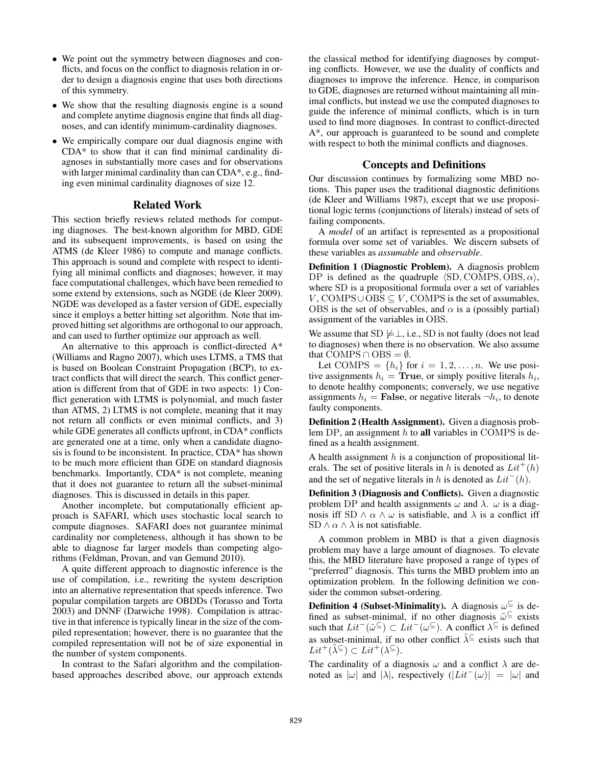- We point out the symmetry between diagnoses and conflicts, and focus on the conflict to diagnosis relation in order to design a diagnosis engine that uses both directions of this symmetry.
- We show that the resulting diagnosis engine is a sound and complete anytime diagnosis engine that finds all diagnoses, and can identify minimum-cardinality diagnoses.
- We empirically compare our dual diagnosis engine with CDA* to show that it can find minimal cardinality diagnoses in substantially more cases and for observations with larger minimal cardinality than can CDA*, e.g., finding even minimal cardinality diagnoses of size 12.

## Related Work

This section briefly reviews related methods for computing diagnoses. The best-known algorithm for MBD, GDE and its subsequent improvements, is based on using the ATMS (de Kleer 1986) to compute and manage conflicts. This approach is sound and complete with respect to identifying all minimal conflicts and diagnoses; however, it may face computational challenges, which have been remedied to some extend by extensions, such as NGDE (de Kleer 2009). NGDE was developed as a faster version of GDE, especially since it employs a better hitting set algorithm. Note that improved hitting set algorithms are orthogonal to our approach, and can used to further optimize our approach as well.

An alternative to this approach is conflict-directed A* (Williams and Ragno 2007), which uses LTMS, a TMS that is based on Boolean Constraint Propagation (BCP), to extract conflicts that will direct the search. This conflict generation is different from that of GDE in two aspects: 1) Conflict generation with LTMS is polynomial, and much faster than ATMS, 2) LTMS is not complete, meaning that it may not return all conflicts or even minimal conflicts, and 3) while GDE generates all conflicts upfront, in CDA* conflicts are generated one at a time, only when a candidate diagnosis is found to be inconsistent. In practice, CDA* has shown to be much more efficient than GDE on standard diagnosis benchmarks. Importantly, CDA* is not complete, meaning that it does not guarantee to return all the subset-minimal diagnoses. This is discussed in details in this paper.

Another incomplete, but computationally efficient approach is SAFARI, which uses stochastic local search to compute diagnoses. SAFARI does not guarantee minimal cardinality nor completeness, although it has shown to be able to diagnose far larger models than competing algorithms (Feldman, Provan, and van Gemund 2010).

A quite different approach to diagnostic inference is the use of compilation, i.e., rewriting the system description into an alternative representation that speeds inference. Two popular compilation targets are OBDDs (Torasso and Torta 2003) and DNNF (Darwiche 1998). Compilation is attractive in that inference is typically linear in the size of the compiled representation; however, there is no guarantee that the compiled representation will not be of size exponential in the number of system components.

In contrast to the Safari algorithm and the compilation-based approaches described above, our approach extends the classical method for identifying diagnoses by computing conflicts. However, we use the duality of conflicts and diagnoses to improve the inference. Hence, in comparison to GDE, diagnoses are returned without maintaining all minimal conflicts, but instead we use the computed diagnoses to guide the inference of minimal conflicts, which is in turn used to find more diagnoses. In contrast to conflict-directed A*, our approach is guaranteed to be sound and complete with respect to both the minimal conflicts and diagnoses.

## Concepts and Definitions

Our discussion continues by formalizing some MBD notions. This paper uses the traditional diagnostic definitions (de Kleer and Williams 1987), except that we use propositional logic terms (conjunctions of literals) instead of sets of failing components.

A *model* of an artifact is represented as a propositional formula over some set of variables. We discern subsets of these variables as *assumable* and *observable*.

**Definition 1 (Diagnostic Problem).** A diagnosis problem $\mathrm{DP}$ is defined as the quadruple $\langle \mathrm{SD}, \mathrm{COMPS}, \mathrm{OBS}, \alpha \rangle$, where SD is a propositional formula over a set of variables $V$, $\mathrm{COMPS} \cup \mathrm{OBS} \subseteq V$, COMPS is the set of assumables, OBS is the set of observables, and $\alpha$ is a (possibly partial) assignment of the variables in OBS.

We assume that $\mathrm{SD} \not\models \perp$, i.e., SD is not faulty (does not lead to diagnoses) when there is no observation. We also assume that $\mathrm{COMPS} \cap \mathrm{OBS} = \emptyset$.

Let $\mathrm{COMPS} = \{h_i\}$ for $i = 1, 2, \ldots, n$. We use positive assignments $h_i = \mathbf{True}$, or simply positive literals $h_i$, to denote healthy components; conversely, we use negative assignments $h_i = \mathbf{False}$, or negative literals $\neg h_i$, to denote faulty components.

**Definition 2 (Health Assignment).** Given a diagnosis problem $\mathrm{DP}$, an assignment $h$ to **all** variables in COMPS is defined as a health assignment.

A health assignment $h$ is a conjunction of propositional literals. The set of positive literals in $h$ is denoted as $Lit^{+}(h)$ and the set of negative literals in $h$ is denoted as $Lit^{-}(h)$.

**Definition 3 (Diagnosis and Conflicts).** Given a diagnostic problem $\mathrm{DP}$ and health assignments $\omega$ and $\lambda$. $\omega$ is a diagnosis iff $\mathrm{SD} \wedge \alpha \wedge \omega$ is satisfiable, and $\lambda$ is a conflict iff $\mathrm{SD} \wedge \alpha \wedge \lambda$ is not satisfiable.

A common problem in MBD is that a given diagnosis problem may have a large amount of diagnoses. To elevate this, the MBD literature have proposed a range of types of "preferred" diagnosis. This turns the MBD problem into an optimization problem. In the following definition we consider the common subset-ordering.

**Definition 4 (Subset-Minimality).** A diagnosis $\omega^{\subseteq}$ is defined as subset-minimal, if no other diagnosis $\tilde{\omega}^{\subseteq}$ exists such that $Lit^{-}(\tilde{\omega}^{\subseteq}) \subset Lit^{-}(\omega^{\subseteq})$. A conflict $\lambda^{\subseteq}$ is defined as subset-minimal, if no other conflict $\tilde{\lambda}^{\subseteq}$ exists such that $Lit^{+}(\tilde{\lambda}^{\subseteq}) \subset Lit^{+}(\lambda^{\subseteq})$.

The cardinality of a diagnosis $\omega$ and a conflict $\lambda$ are denoted as $|\omega|$ and $|\lambda|$, respectively ($|Lit^{-}(\omega)| = |\omega|$ and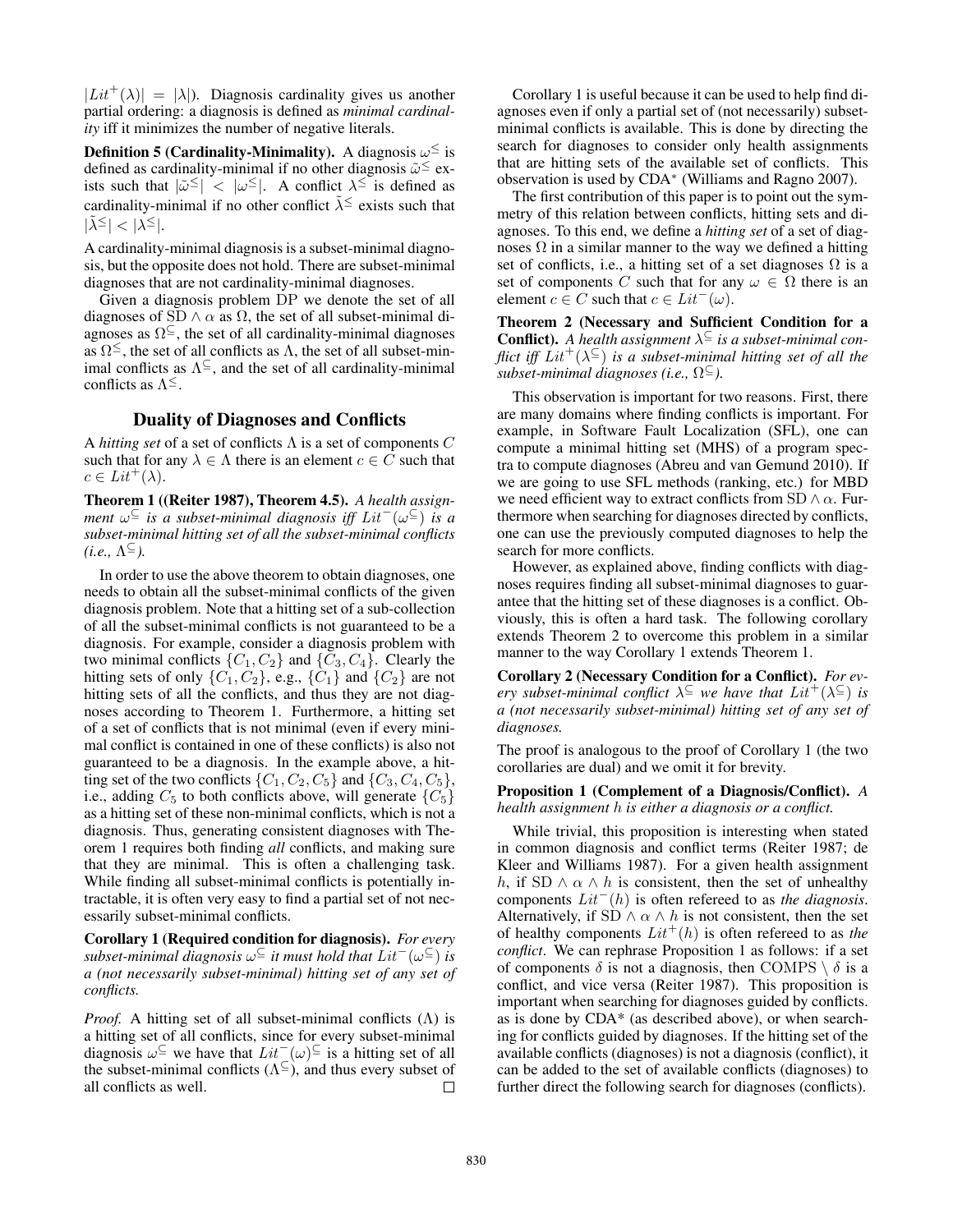$|Lit^+(\lambda)| = |\lambda|$). Diagnosis cardinality gives us another partial ordering: a diagnosis is defined as *minimal cardinality* iff it minimizes the number of negative literals.

**Definition 5 (Cardinality-Minimality).** A diagnosis $\omega^{\leq}$ is defined as cardinality-minimal if no other diagnosis $\tilde{\omega}^{\leq}$ exists such that $|\tilde{\omega}^{\leq}| < |\omega^{\leq}|$. A conflict $\lambda^{\leq}$ is defined as cardinality-minimal if no other conflict $\tilde{\lambda}^{\leq}$ exists such that $|\tilde{\lambda}^{\leq}| < |\lambda^{\leq}|$.

A cardinality-minimal diagnosis is a subset-minimal diagnosis, but the opposite does not hold. There are subset-minimal diagnoses that are not cardinality-minimal diagnoses.

Given a diagnosis problem DP we denote the set of all diagnoses of $\text{SD} \wedge \alpha$ as $\Omega$, the set of all subset-minimal diagnoses as $\Omega^{\subseteq}$, the set of all cardinality-minimal diagnoses as $\Omega^{\leq}$, the set of all conflicts as $\Lambda$, the set of all subset-minimal conflicts as $\Lambda^{\subseteq}$, and the set of all cardinality-minimal conflicts as $\Lambda^{\leq}$.

## Duality of Diagnoses and Conflicts

A *hitting set* of a set of conflicts $\Lambda$ is a set of components $C$ such that for any $\lambda \in \Lambda$ there is an element $c \in C$ such that $c \in Lit^+(\lambda)$.

**Theorem 1 ((Reiter 1987), Theorem 4.5).** *A health assignment $\omega^{\subseteq}$ is a subset-minimal diagnosis iff $Lit^-(\omega^{\subseteq})$ is a subset-minimal hitting set of all the subset-minimal conflicts (i.e., $\Lambda^{\subseteq}$).*

In order to use the above theorem to obtain diagnoses, one needs to obtain all the subset-minimal conflicts of the given diagnosis problem. Note that a hitting set of a sub-collection of all the subset-minimal conflicts is not guaranteed to be a diagnosis. For example, consider a diagnosis problem with two minimal conflicts $\{C_1, C_2\}$ and $\{C_3, C_4\}$. Clearly the hitting sets of only $\{C_1, C_2\}$, e.g., $\{C_1\}$ and $\{C_2\}$ are not hitting sets of all the conflicts, and thus they are not diagnoses according to Theorem 1. Furthermore, a hitting set of a set of conflicts that is not minimal (even if every minimal conflict is contained in one of these conflicts) is also not guaranteed to be a diagnosis. In the example above, a hitting set of the two conflicts $\{C_1, C_2, C_5\}$ and $\{C_3, C_4, C_5\}$, i.e., adding $C_5$ to both conflicts above, will generate $\{C_5\}$ as a hitting set of these non-minimal conflicts, which is not a diagnosis. Thus, generating consistent diagnoses with Theorem 1 requires both finding *all* conflicts, and making sure that they are minimal. This is often a challenging task. While finding all subset-minimal conflicts is potentially intractable, it is often very easy to find a partial set of not necessarily subset-minimal conflicts.

**Corollary 1 (Required condition for diagnosis).** *For every subset-minimal diagnosis $\omega^{\subseteq}$ it must hold that $Lit^-(\omega^{\subseteq})$ is a (not necessarily subset-minimal) hitting set of any set of conflicts.*

*Proof.* A hitting set of all subset-minimal conflicts ($\Lambda$) is a hitting set of all conflicts, since for every subset-minimal diagnosis $\omega^{\subseteq}$ we have that $Lit^-(\omega)^{\subseteq}$ is a hitting set of all the subset-minimal conflicts ($\Lambda^{\subseteq}$), and thus every subset of all conflicts as well. □

Corollary 1 is useful because it can be used to help find diagnoses even if only a partial set of (not necessarily) subset-minimal conflicts is available. This is done by directing the search for diagnoses to consider only health assignments that are hitting sets of the available set of conflicts. This observation is used by CDA* (Williams and Ragno 2007).

The first contribution of this paper is to point out the symmetry of this relation between conflicts, hitting sets and diagnoses. To this end, we define a *hitting set* of a set of diagnoses $\Omega$ in a similar manner to the way we defined a hitting set of conflicts, i.e., a hitting set of a set diagnoses $\Omega$ is a set of components $C$ such that for any $\omega \in \Omega$ there is an element $c \in C$ such that $c \in Lit^-(\omega)$.

**Theorem 2 (Necessary and Sufficient Condition for a Conflict).** *A health assignment $\lambda^{\subseteq}$ is a subset-minimal conflict iff $Lit^+(\lambda^{\subseteq})$ is a subset-minimal hitting set of all the subset-minimal diagnoses (i.e., $\Omega^{\subseteq}$).*

This observation is important for two reasons. First, there are many domains where finding conflicts is important. For example, in Software Fault Localization (SFL), one can compute a minimal hitting set (MHS) of a program spectra to compute diagnoses (Abreu and van Gemund 2010). If we are going to use SFL methods (ranking, etc.) for MBD we need efficient way to extract conflicts from $\text{SD} \wedge \alpha$. Furthermore when searching for diagnoses directed by conflicts, one can use the previously computed diagnoses to help the search for more conflicts.

However, as explained above, finding conflicts with diagnoses requires finding all subset-minimal diagnoses to guarantee that the hitting set of these diagnoses is a conflict. Obviously, this is often a hard task. The following corollary extends Theorem 2 to overcome this problem in a similar manner to the way Corollary 1 extends Theorem 1.

**Corollary 2 (Necessary Condition for a Conflict).** *For every subset-minimal conflict $\lambda^{\subseteq}$ we have that $Lit^+(\lambda^{\subseteq})$ is a (not necessarily subset-minimal) hitting set of any set of diagnoses.*

The proof is analogous to the proof of Corollary 1 (the two corollaries are dual) and we omit it for brevity.

**Proposition 1 (Complement of a Diagnosis/Conflict).** *A health assignment $h$ is either a diagnosis or a conflict.*

While trivial, this proposition is interesting when stated in common diagnosis and conflict terms (Reiter 1987; de Kleer and Williams 1987). For a given health assignment $h$, if $\text{SD} \wedge \alpha \wedge h$ is consistent, then the set of unhealthy components $Lit^-(h)$ is often refereed to as *the diagnosis*. Alternatively, if $\text{SD} \wedge \alpha \wedge h$ is not consistent, then the set of healthy components $Lit^+(h)$ is often refereed to as *the conflict*. We can rephrase Proposition 1 as follows: if a set of components $\delta$ is not a diagnosis, then $\text{COMPS} \setminus \delta$ is a conflict, and vice versa (Reiter 1987). This proposition is important when searching for diagnoses guided by conflicts. as is done by CDA* (as described above), or when searching for conflicts guided by diagnoses. If the hitting set of the available conflicts (diagnoses) is not a diagnosis (conflict), it can be added to the set of available conflicts (diagnoses) to further direct the following search for diagnoses (conflicts).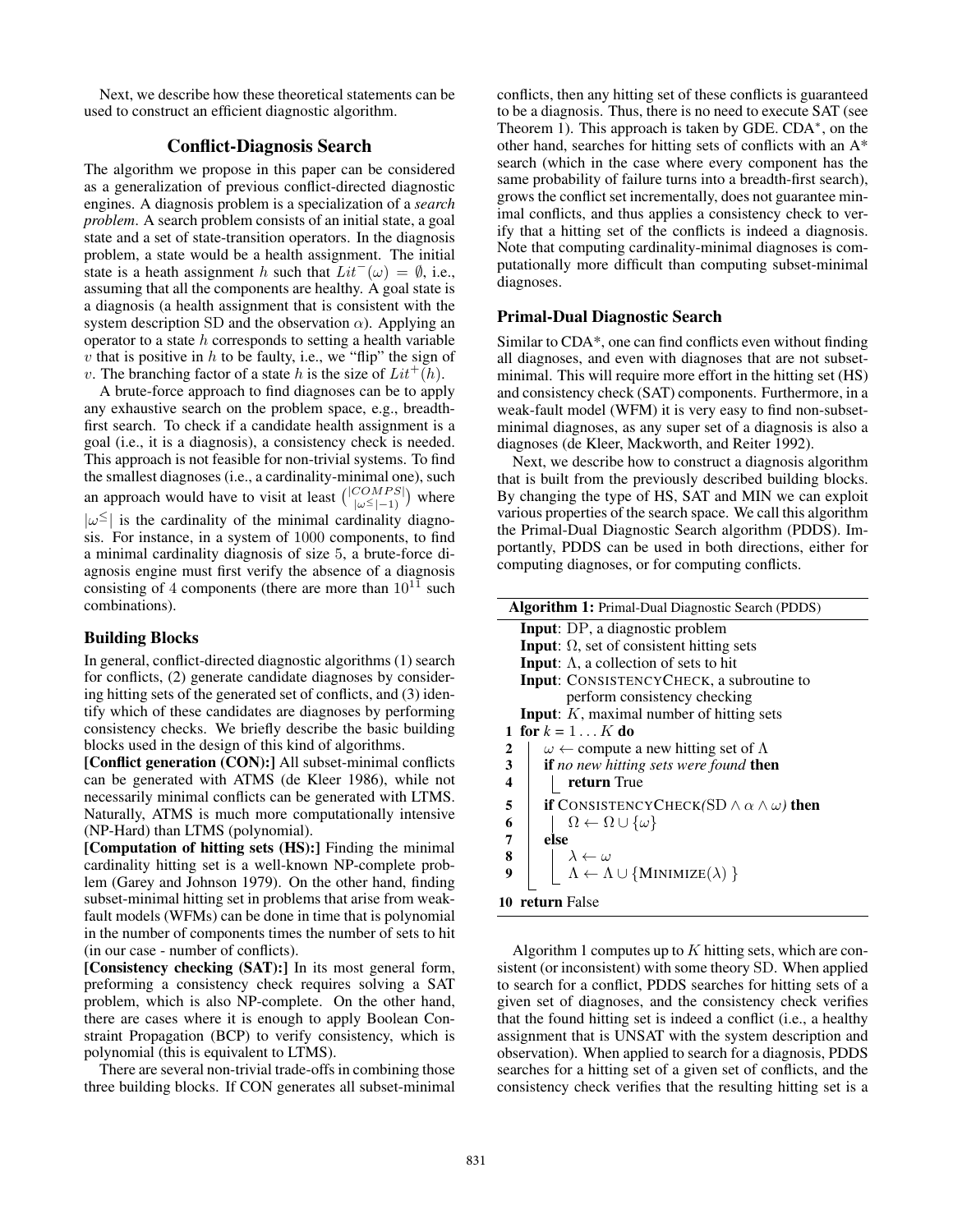Next, we describe how these theoretical statements can be used to construct an efficient diagnostic algorithm.

## Conflict-Diagnosis Search

The algorithm we propose in this paper can be considered as a generalization of previous conflict-directed diagnostic engines. A diagnosis problem is a specialization of a *search problem*. A search problem consists of an initial state, a goal state and a set of state-transition operators. In the diagnosis problem, a state would be a health assignment. The initial state is a heath assignment $h$ such that $Lit^{-}(\omega) = \emptyset$, i.e., assuming that all the components are healthy. A goal state is a diagnosis (a health assignment that is consistent with the system description SD and the observation $\alpha$). Applying an operator to a state $h$ corresponds to setting a health variable $v$ that is positive in $h$ to be faulty, i.e., we "flip" the sign of $v$. The branching factor of a state $h$ is the size of $Lit^{+}(h)$.

A brute-force approach to find diagnoses can be to apply any exhaustive search on the problem space, e.g., breadth-first search. To check if a candidate health assignment is a goal (i.e., it is a diagnosis), a consistency check is needed. This approach is not feasible for non-trivial systems. To find the smallest diagnoses (i.e., a cardinality-minimal one), such an approach would have to visit at least $\binom{|COMPS|}{|\omega^{\leq}|-1}$ where $|\omega^{\leq}|$ is the cardinality of the minimal cardinality diagnosis. For instance, in a system of $1000$ components, to find a minimal cardinality diagnosis of size $5$, a brute-force diagnosis engine must first verify the absence of a diagnosis consisting of $4$ components (there are more than $10^{11}$ such combinations).

### Building Blocks

In general, conflict-directed diagnostic algorithms (1) search for conflicts, (2) generate candidate diagnoses by considering hitting sets of the generated set of conflicts, and (3) identify which of these candidates are diagnoses by performing consistency checks. We briefly describe the basic building blocks used in the design of this kind of algorithms.

**[Conflict generation (CON):]** All subset-minimal conflicts can be generated with ATMS (de Kleer 1986), while not necessarily minimal conflicts can be generated with LTMS. Naturally, ATMS is much more computationally intensive (NP-Hard) than LTMS (polynomial).

**[Computation of hitting sets (HS):]** Finding the minimal cardinality hitting set is a well-known NP-complete problem (Garey and Johnson 1979). On the other hand, finding subset-minimal hitting set in problems that arise from weak-fault models (WFMs) can be done in time that is polynomial in the number of components times the number of sets to hit (in our case - number of conflicts).

**[Consistency checking (SAT):]** In its most general form, preforming a consistency check requires solving a SAT problem, which is also NP-complete. On the other hand, there are cases where it is enough to apply Boolean Constraint Propagation (BCP) to verify consistency, which is polynomial (this is equivalent to LTMS).

There are several non-trivial trade-offs in combining those three building blocks. If CON generates all subset-minimal conflicts, then any hitting set of these conflicts is guaranteed to be a diagnosis. Thus, there is no need to execute SAT (see Theorem 1). This approach is taken by GDE. CDA$^*$, on the other hand, searches for hitting sets of conflicts with an A* search (which in the case where every component has the same probability of failure turns into a breadth-first search), grows the conflict set incrementally, does not guarantee minimal conflicts, and thus applies a consistency check to verify that a hitting set of the conflicts is indeed a diagnosis. Note that computing cardinality-minimal diagnoses is computationally more difficult than computing subset-minimal diagnoses.

### Primal-Dual Diagnostic Search

Similar to CDA*, one can find conflicts even without finding all diagnoses, and even with diagnoses that are not subset-minimal. This will require more effort in the hitting set (HS) and consistency check (SAT) components. Furthermore, in a weak-fault model (WFM) it is very easy to find non-subset-minimal diagnoses, as any super set of a diagnosis is also a diagnoses (de Kleer, Mackworth, and Reiter 1992).

Next, we describe how to construct a diagnosis algorithm that is built from the previously described building blocks. By changing the type of HS, SAT and MIN we can exploit various properties of the search space. We call this algorithm the Primal-Dual Diagnostic Search algorithm (PDDS). Importantly, PDDS can be used in both directions, either for computing diagnoses, or for computing conflicts.

**Algorithm 1:** Primal-Dual Diagnostic Search (PDDS)

```
   Input: DP, a diagnostic problem
   Input: Ω, set of consistent hitting sets
   Input: Λ, a collection of sets to hit
   Input: CONSISTENCYCHECK, a subroutine to
          perform consistency checking
   Input: K, maximal number of hitting sets
1  for k = 1 ... K do
2      ω ← compute a new hitting set of Λ
3      if no new hitting sets were found then
4          return True
5      if CONSISTENCYCHECK(SD ∧ α ∧ ω) then
6          Ω ← Ω ∪ {ω}
7      else
8          λ ← ω
9          Λ ← Λ ∪ {MINIMIZE(λ) }
10 return False
```

Algorithm 1 computes up to $K$ hitting sets, which are consistent (or inconsistent) with some theory SD. When applied to search for a conflict, PDDS searches for hitting sets of a given set of diagnoses, and the consistency check verifies that the found hitting set is indeed a conflict (i.e., a healthy assignment that is UNSAT with the system description and observation). When applied to search for a diagnosis, PDDS searches for a hitting set of a given set of conflicts, and the consistency check verifies that the resulting hitting set is a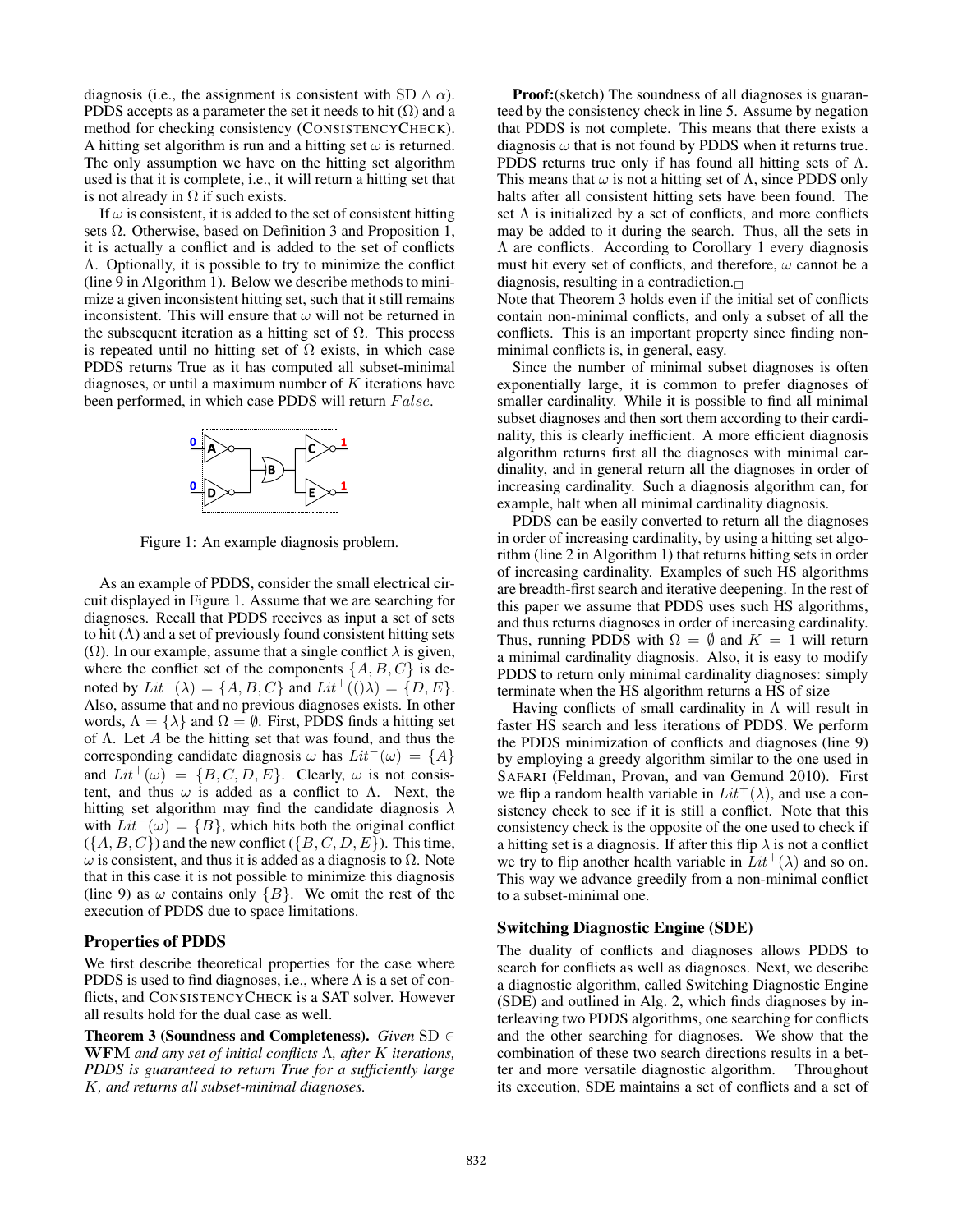diagnosis (i.e., the assignment is consistent with SD $\wedge\ \alpha$). PDDS accepts as a parameter the set it needs to hit ($\Omega$) and a method for checking consistency (CONSISTENCYCHECK). A hitting set algorithm is run and a hitting set $\omega$ is returned. The only assumption we have on the hitting set algorithm used is that it is complete, i.e., it will return a hitting set that is not already in $\Omega$ if such exists.

If $\omega$ is consistent, it is added to the set of consistent hitting sets $\Omega$. Otherwise, based on Definition 3 and Proposition 1, it is actually a conflict and is added to the set of conflicts $\Lambda$. Optionally, it is possible to try to minimize the conflict (line 9 in Algorithm 1). Below we describe methods to minimize a given inconsistent hitting set, such that it still remains inconsistent. This will ensure that $\omega$ will not be returned in the subsequent iteration as a hitting set of $\Omega$. This process is repeated until no hitting set of $\Omega$ exists, in which case PDDS returns True as it has computed all subset-minimal diagnoses, or until a maximum number of $K$ iterations have been performed, in which case PDDS will return $False$.

Figure 1: An example diagnosis problem.

As an example of PDDS, consider the small electrical circuit displayed in Figure 1. Assume that we are searching for diagnoses. Recall that PDDS receives as input a set of sets to hit ($\Lambda$) and a set of previously found consistent hitting sets ($\Omega$). In our example, assume that a single conflict $\lambda$ is given, where the conflict set of the components $\{A, B, C\}$ is denoted by $Lit^-(\lambda) = \{A, B, C\}$ and $Lit^+(()\lambda) = \{D, E\}$. Also, assume that and no previous diagnoses exists. In other words, $\Lambda = \{\lambda\}$ and $\Omega = \emptyset$. First, PDDS finds a hitting set of $\Lambda$. Let $A$ be the hitting set that was found, and thus the corresponding candidate diagnosis $\omega$ has $Lit^-(\omega) = \{A\}$ and $Lit^+(\omega) = \{B, C, D, E\}$. Clearly, $\omega$ is not consistent, and thus $\omega$ is added as a conflict to $\Lambda$. Next, the hitting set algorithm may find the candidate diagnosis $\lambda$ with $Lit^-(\omega) = \{B\}$, which hits both the original conflict ($\{A, B, C\}$) and the new conflict ($\{B, C, D, E\}$). This time, $\omega$ is consistent, and thus it is added as a diagnosis to $\Omega$. Note that in this case it is not possible to minimize this diagnosis (line 9) as $\omega$ contains only $\{B\}$. We omit the rest of the execution of PDDS due to space limitations.

### Properties of PDDS

We first describe theoretical properties for the case where PDDS is used to find diagnoses, i.e., where $\Lambda$ is a set of conflicts, and CONSISTENCYCHECK is a SAT solver. However all results hold for the dual case as well.

**Theorem 3 (Soundness and Completeness).** *Given* SD $\in$ **WFM** *and any set of initial conflicts* $\Lambda$*, after* $K$ *iterations, PDDS is guaranteed to return True for a sufficiently large* $K$*, and returns all subset-minimal diagnoses.*

**Proof:**(sketch) The soundness of all diagnoses is guaranteed by the consistency check in line 5. Assume by negation that PDDS is not complete. This means that there exists a diagnosis $\omega$ that is not found by PDDS when it returns true. PDDS returns true only if has found all hitting sets of $\Lambda$. This means that $\omega$ is not a hitting set of $\Lambda$, since PDDS only halts after all consistent hitting sets have been found. The set $\Lambda$ is initialized by a set of conflicts, and more conflicts may be added to it during the search. Thus, all the sets in $\Lambda$ are conflicts. According to Corollary 1 every diagnosis must hit every set of conflicts, and therefore, $\omega$ cannot be a diagnosis, resulting in a contradiction.□

Note that Theorem 3 holds even if the initial set of conflicts contain non-minimal conflicts, and only a subset of all the conflicts. This is an important property since finding non-minimal conflicts is, in general, easy.

Since the number of minimal subset diagnoses is often exponentially large, it is common to prefer diagnoses of smaller cardinality. While it is possible to find all minimal subset diagnoses and then sort them according to their cardinality, this is clearly inefficient. A more efficient diagnosis algorithm returns first all the diagnoses with minimal cardinality, and in general return all the diagnoses in order of increasing cardinality. Such a diagnosis algorithm can, for example, halt when all minimal cardinality diagnosis.

PDDS can be easily converted to return all the diagnoses in order of increasing cardinality, by using a hitting set algorithm (line 2 in Algorithm 1) that returns hitting sets in order of increasing cardinality. Examples of such HS algorithms are breadth-first search and iterative deepening. In the rest of this paper we assume that PDDS uses such HS algorithms, and thus returns diagnoses in order of increasing cardinality. Thus, running PDDS with $\Omega = \emptyset$ and $K = 1$ will return a minimal cardinality diagnosis. Also, it is easy to modify PDDS to return only minimal cardinality diagnoses: simply terminate when the HS algorithm returns a HS of size

Having conflicts of small cardinality in $\Lambda$ will result in faster HS search and less iterations of PDDS. We perform the PDDS minimization of conflicts and diagnoses (line 9) by employing a greedy algorithm similar to the one used in SAFARI (Feldman, Provan, and van Gemund 2010). First we flip a random health variable in $Lit^+(\lambda)$, and use a consistency check to see if it is still a conflict. Note that this consistency check is the opposite of the one used to check if a hitting set is a diagnosis. If after this flip $\lambda$ is not a conflict we try to flip another health variable in $Lit^+(\lambda)$ and so on. This way we advance greedily from a non-minimal conflict to a subset-minimal one.

### Switching Diagnostic Engine (SDE)

The duality of conflicts and diagnoses allows PDDS to search for conflicts as well as diagnoses. Next, we describe a diagnostic algorithm, called Switching Diagnostic Engine (SDE) and outlined in Alg. 2, which finds diagnoses by interleaving two PDDS algorithms, one searching for conflicts and the other searching for diagnoses. We show that the combination of these two search directions results in a better and more versatile diagnostic algorithm. Throughout its execution, SDE maintains a set of conflicts and a set of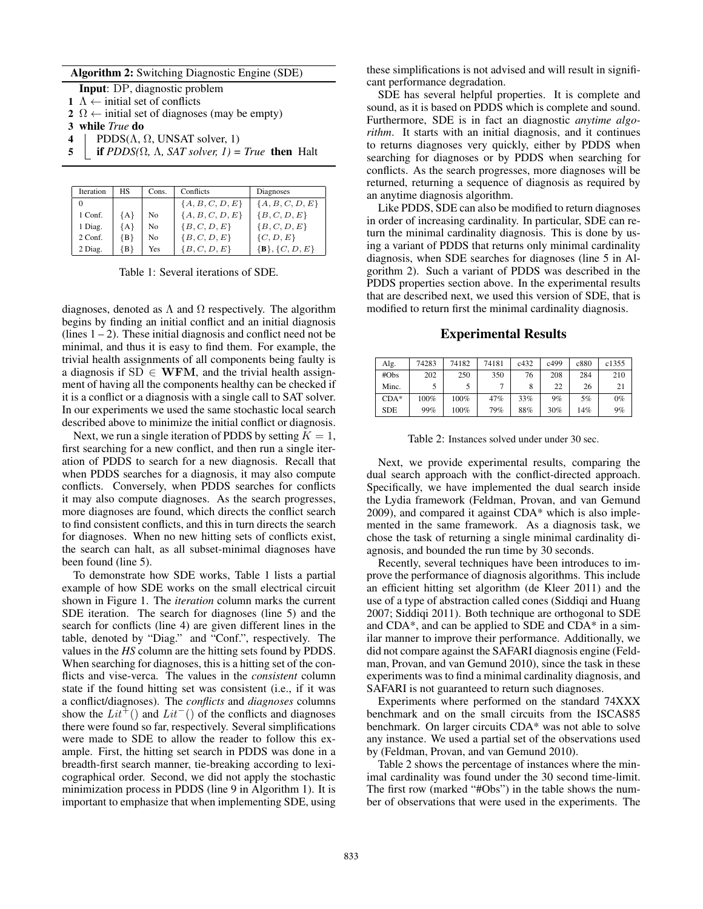**Algorithm 2:** Switching Diagnostic Engine (SDE)

**Input**: DP, diagnostic problem

1. $\Lambda \leftarrow$ initial set of conflicts
2. $\Omega \leftarrow$ initial set of diagnoses (may be empty)
3. **while** *True* **do**
4. PDDS($\Lambda$, $\Omega$, UNSAT solver, 1)
5. **if** *PDDS($\Omega$, $\Lambda$, SAT solver, 1) = True* **then** Halt

| Iteration | HS | Cons. | Conflicts | Diagnoses |
|---|---|---|---|---|
| 0 | | | $\{A, B, C, D, E\}$ | $\{A, B, C, D, E\}$ |
| 1 Conf. | {A} | No | $\{A, B, C, D, E\}$ | $\{B, C, D, E\}$ |
| 1 Diag. | {A} | No | $\{B, C, D, E\}$ | $\{B, C, D, E\}$ |
| 2 Conf. | {B} | No | $\{B, C, D, E\}$ | $\{C, D, E\}$ |
| 2 Diag. | {B} | Yes | $\{B, C, D, E\}$ | **{B}**, $\{C, D, E\}$ |

Table 1: Several iterations of SDE.

diagnoses, denoted as $\Lambda$ and $\Omega$ respectively. The algorithm begins by finding an initial conflict and an initial diagnosis (lines 1 – 2). These initial diagnosis and conflict need not be minimal, and thus it is easy to find them. For example, the trivial health assignments of all components being faulty is a diagnosis if $\mathrm{SD} \in \mathbf{WFM}$, and the trivial health assignment of having all the components healthy can be checked if it is a conflict or a diagnosis with a single call to SAT solver. In our experiments we used the same stochastic local search described above to minimize the initial conflict or diagnosis.

Next, we run a single iteration of PDDS by setting $K = 1$, first searching for a new conflict, and then run a single iteration of PDDS to search for a new diagnosis. Recall that when PDDS searches for a diagnosis, it may also compute conflicts. Conversely, when PDDS searches for conflicts it may also compute diagnoses. As the search progresses, more diagnoses are found, which directs the conflict search to find consistent conflicts, and this in turn directs the search for diagnoses. When no new hitting sets of conflicts exist, the search can halt, as all subset-minimal diagnoses have been found (line 5).

To demonstrate how SDE works, Table 1 lists a partial example of how SDE works on the small electrical circuit shown in Figure 1. The *iteration* column marks the current SDE iteration. The search for diagnoses (line 5) and the search for conflicts (line 4) are given different lines in the table, denoted by "Diag." and "Conf.", respectively. The values in the *HS* column are the hitting sets found by PDDS. When searching for diagnoses, this is a hitting set of the conflicts and vise-verca. The values in the *consistent* column state if the found hitting set was consistent (i.e., if it was a conflict/diagnoses). The *conflicts* and *diagnoses* columns show the $Lit^{+}()$ and $Lit^{-}()$ of the conflicts and diagnoses there were found so far, respectively. Several simplifications were made to SDE to allow the reader to follow this example. First, the hitting set search in PDDS was done in a breadth-first search manner, tie-breaking according to lexicographical order. Second, we did not apply the stochastic minimization process in PDDS (line 9 in Algorithm 1). It is important to emphasize that when implementing SDE, using these simplifications is not advised and will result in significant performance degradation.

SDE has several helpful properties. It is complete and sound, as it is based on PDDS which is complete and sound. Furthermore, SDE is in fact an diagnostic *anytime algorithm*. It starts with an initial diagnosis, and it continues to returns diagnoses very quickly, either by PDDS when searching for diagnoses or by PDDS when searching for conflicts. As the search progresses, more diagnoses will be returned, returning a sequence of diagnosis as required by an anytime diagnosis algorithm.

Like PDDS, SDE can also be modified to return diagnoses in order of increasing cardinality. In particular, SDE can return the minimal cardinality diagnosis. This is done by using a variant of PDDS that returns only minimal cardinality diagnosis, when SDE searches for diagnoses (line 5 in Algorithm 2). Such a variant of PDDS was described in the PDDS properties section above. In the experimental results that are described next, we used this version of SDE, that is modified to return first the minimal cardinality diagnosis.

## Experimental Results

| Alg. | 74283 | 74182 | 74181 | c432 | c499 | c880 | c1355 |
|---|---|---|---|---|---|---|---|
| #Obs | 202 | 250 | 350 | 76 | 208 | 284 | 210 |
| Minc. | 5 | 5 | 7 | 8 | 22 | 26 | 21 |
| CDA* | 100% | 100% | 47% | 33% | 9% | 5% | 0% |
| SDE | 99% | 100% | 79% | 88% | 30% | 14% | 9% |

Table 2: Instances solved under under 30 sec.

Next, we provide experimental results, comparing the dual search approach with the conflict-directed approach. Specifically, we have implemented the dual search inside the Lydia framework (Feldman, Provan, and van Gemund 2009), and compared it against CDA* which is also implemented in the same framework. As a diagnosis task, we chose the task of returning a single minimal cardinality diagnosis, and bounded the run time by 30 seconds.

Recently, several techniques have been introduces to improve the performance of diagnosis algorithms. This include an efficient hitting set algorithm (de Kleer 2011) and the use of a type of abstraction called cones (Siddiqi and Huang 2007; Siddiqi 2011). Both technique are orthogonal to SDE and CDA*, and can be applied to SDE and CDA* in a similar manner to improve their performance. Additionally, we did not compare against the SAFARI diagnosis engine (Feldman, Provan, and van Gemund 2010), since the task in these experiments was to find a minimal cardinality diagnosis, and SAFARI is not guaranteed to return such diagnoses.

Experiments where performed on the standard 74XXX benchmark and on the small circuits from the ISCAS85 benchmark. On larger circuits CDA* was not able to solve any instance. We used a partial set of the observations used by (Feldman, Provan, and van Gemund 2010).

Table 2 shows the percentage of instances where the minimal cardinality was found under the 30 second time-limit. The first row (marked "#Obs") in the table shows the number of observations that were used in the experiments. The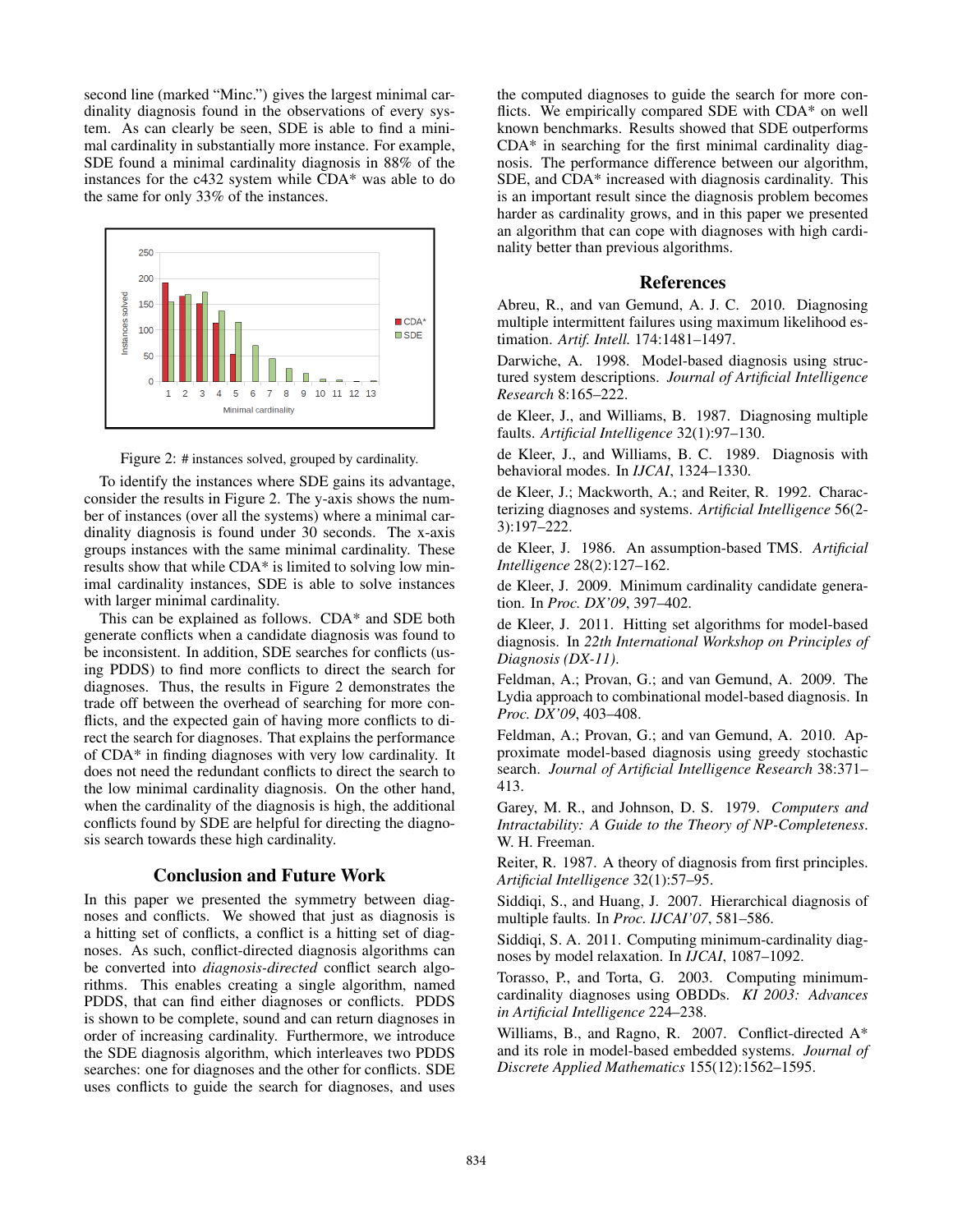second line (marked "Minc.") gives the largest minimal cardinality diagnosis found in the observations of every system. As can clearly be seen, SDE is able to find a minimal cardinality in substantially more instance. For example, SDE found a minimal cardinality diagnosis in 88% of the instances for the c432 system while CDA* was able to do the same for only 33% of the instances.

250
200
150
100
50
0
Instances solved
1 2 3 4 5 6 7 8 9 10 11 12 13
Minimal cardinality
CDA*
SDE

Figure 2: # instances solved, grouped by cardinality.

To identify the instances where SDE gains its advantage, consider the results in Figure 2. The y-axis shows the number of instances (over all the systems) where a minimal cardinality diagnosis is found under 30 seconds. The x-axis groups instances with the same minimal cardinality. These results show that while CDA* is limited to solving low minimal cardinality instances, SDE is able to solve instances with larger minimal cardinality.

This can be explained as follows. CDA* and SDE both generate conflicts when a candidate diagnosis was found to be inconsistent. In addition, SDE searches for conflicts (using PDDS) to find more conflicts to direct the search for diagnoses. Thus, the results in Figure 2 demonstrates the trade off between the overhead of searching for more conflicts, and the expected gain of having more conflicts to direct the search for diagnoses. That explains the performance of CDA* in finding diagnoses with very low cardinality. It does not need the redundant conflicts to direct the search to the low minimal cardinality diagnosis. On the other hand, when the cardinality of the diagnosis is high, the additional conflicts found by SDE are helpful for directing the diagnosis search towards these high cardinality.

## Conclusion and Future Work

In this paper we presented the symmetry between diagnoses and conflicts. We showed that just as diagnosis is a hitting set of conflicts, a conflict is a hitting set of diagnoses. As such, conflict-directed diagnosis algorithms can be converted into *diagnosis-directed* conflict search algorithms. This enables creating a single algorithm, named PDDS, that can find either diagnoses or conflicts. PDDS is shown to be complete, sound and can return diagnoses in order of increasing cardinality. Furthermore, we introduce the SDE diagnosis algorithm, which interleaves two PDDS searches: one for diagnoses and the other for conflicts. SDE uses conflicts to guide the search for diagnoses, and uses the computed diagnoses to guide the search for more conflicts. We empirically compared SDE with CDA* on well known benchmarks. Results showed that SDE outperforms CDA* in searching for the first minimal cardinality diagnosis. The performance difference between our algorithm, SDE, and CDA* increased with diagnosis cardinality. This is an important result since the diagnosis problem becomes harder as cardinality grows, and in this paper we presented an algorithm that can cope with diagnoses with high cardinality better than previous algorithms.

## References

Abreu, R., and van Gemund, A. J. C. 2010. Diagnosing multiple intermittent failures using maximum likelihood estimation. *Artif. Intell.* 174:1481–1497.

Darwiche, A. 1998. Model-based diagnosis using structured system descriptions. *Journal of Artificial Intelligence Research* 8:165–222.

de Kleer, J., and Williams, B. 1987. Diagnosing multiple faults. *Artificial Intelligence* 32(1):97–130.

de Kleer, J., and Williams, B. C. 1989. Diagnosis with behavioral modes. In *IJCAI*, 1324–1330.

de Kleer, J.; Mackworth, A.; and Reiter, R. 1992. Characterizing diagnoses and systems. *Artificial Intelligence* 56(2-3):197–222.

de Kleer, J. 1986. An assumption-based TMS. *Artificial Intelligence* 28(2):127–162.

de Kleer, J. 2009. Minimum cardinality candidate generation. In *Proc. DX'09*, 397–402.

de Kleer, J. 2011. Hitting set algorithms for model-based diagnosis. In *22th International Workshop on Principles of Diagnosis (DX-11)*.

Feldman, A.; Provan, G.; and van Gemund, A. 2009. The Lydia approach to combinational model-based diagnosis. In *Proc. DX'09*, 403–408.

Feldman, A.; Provan, G.; and van Gemund, A. 2010. Approximate model-based diagnosis using greedy stochastic search. *Journal of Artificial Intelligence Research* 38:371–413.

Garey, M. R., and Johnson, D. S. 1979. *Computers and Intractability: A Guide to the Theory of NP-Completeness*. W. H. Freeman.

Reiter, R. 1987. A theory of diagnosis from first principles. *Artificial Intelligence* 32(1):57–95.

Siddiqi, S., and Huang, J. 2007. Hierarchical diagnosis of multiple faults. In *Proc. IJCAI'07*, 581–586.

Siddiqi, S. A. 2011. Computing minimum-cardinality diagnoses by model relaxation. In *IJCAI*, 1087–1092.

Torasso, P., and Torta, G. 2003. Computing minimum-cardinality diagnoses using OBDDs. *KI 2003: Advances in Artificial Intelligence* 224–238.

Williams, B., and Ragno, R. 2007. Conflict-directed A* and its role in model-based embedded systems. *Journal of Discrete Applied Mathematics* 155(12):1562–1595.